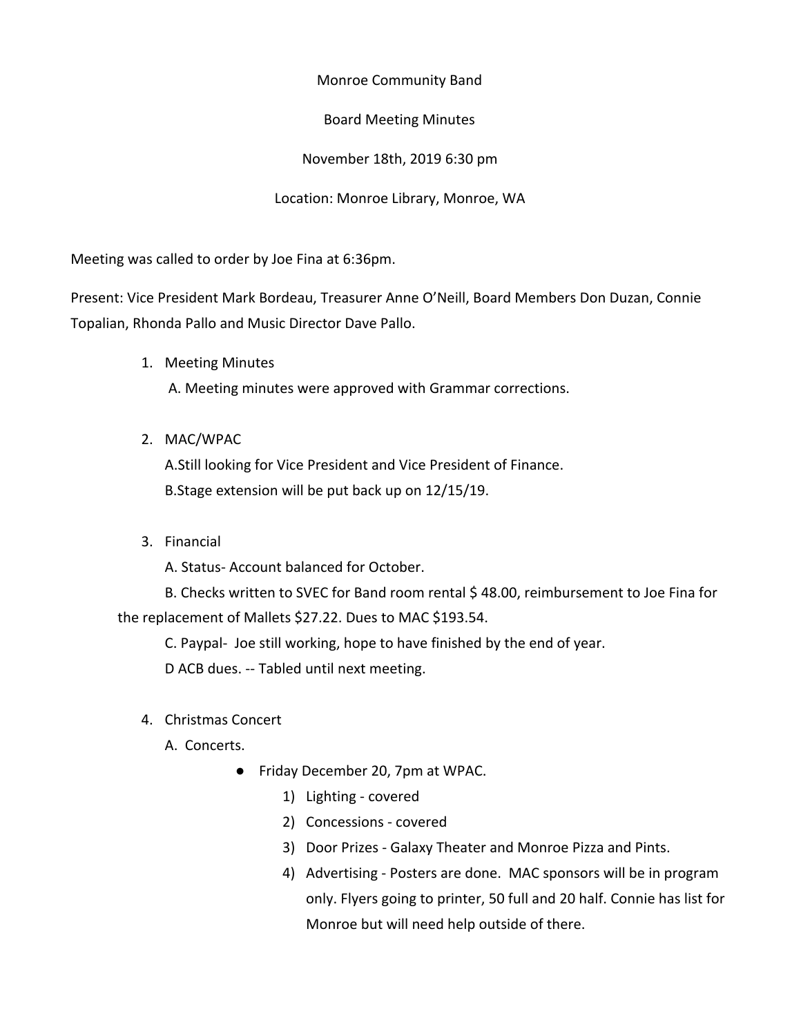Monroe Community Band

Board Meeting Minutes

November 18th, 2019 6:30 pm

Location: Monroe Library, Monroe, WA

Meeting was called to order by Joe Fina at 6:36pm.

Present: Vice President Mark Bordeau, Treasurer Anne O'Neill, Board Members Don Duzan, Connie Topalian, Rhonda Pallo and Music Director Dave Pallo.

1. Meeting Minutes
   A. Meeting minutes were approved with Grammar corrections.

2. MAC/WPAC
   A.Still looking for Vice President and Vice President of Finance.
   B.Stage extension will be put back up on 12/15/19.

3. Financial
   A. Status- Account balanced for October.
   B. Checks written to SVEC for Band room rental $ 48.00, reimbursement to Joe Fina for the replacement of Mallets $27.22. Dues to MAC $193.54.
   C. Paypal- Joe still working, hope to have finished by the end of year.
   D ACB dues. -- Tabled until next meeting.

4. Christmas Concert
   A. Concerts.
      - Friday December 20, 7pm at WPAC.
        1) Lighting - covered
        2) Concessions - covered
        3) Door Prizes - Galaxy Theater and Monroe Pizza and Pints.
        4) Advertising - Posters are done. MAC sponsors will be in program only. Flyers going to printer, 50 full and 20 half. Connie has list for Monroe but will need help outside of there.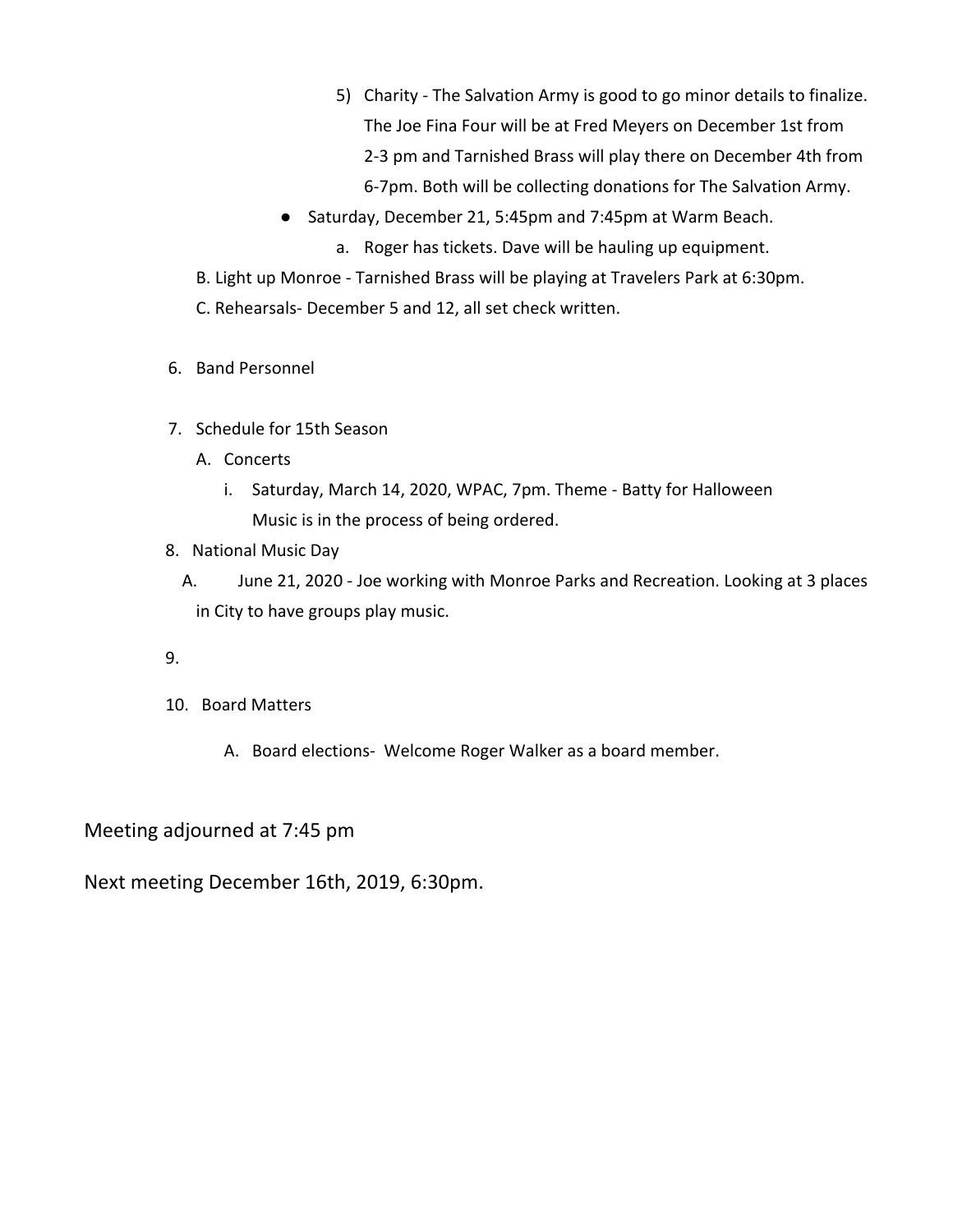5) Charity - The Salvation Army is good to go minor details to finalize. The Joe Fina Four will be at Fred Meyers on December 1st from 2-3 pm and Tarnished Brass will play there on December 4th from 6-7pm. Both will be collecting donations for The Salvation Army.

- Saturday, December 21, 5:45pm and 7:45pm at Warm Beach.
  a. Roger has tickets. Dave will be hauling up equipment.

B. Light up Monroe - Tarnished Brass will be playing at Travelers Park at 6:30pm.

C. Rehearsals- December 5 and 12, all set check written.

6. Band Personnel

7. Schedule for 15th Season
   A. Concerts
      i. Saturday, March 14, 2020, WPAC, 7pm. Theme - Batty for Halloween Music is in the process of being ordered.

8. National Music Day
   A. June 21, 2020 - Joe working with Monroe Parks and Recreation. Looking at 3 places in City to have groups play music.

9.

10. Board Matters
    A. Board elections- Welcome Roger Walker as a board member.

Meeting adjourned at 7:45 pm

Next meeting December 16th, 2019, 6:30pm.